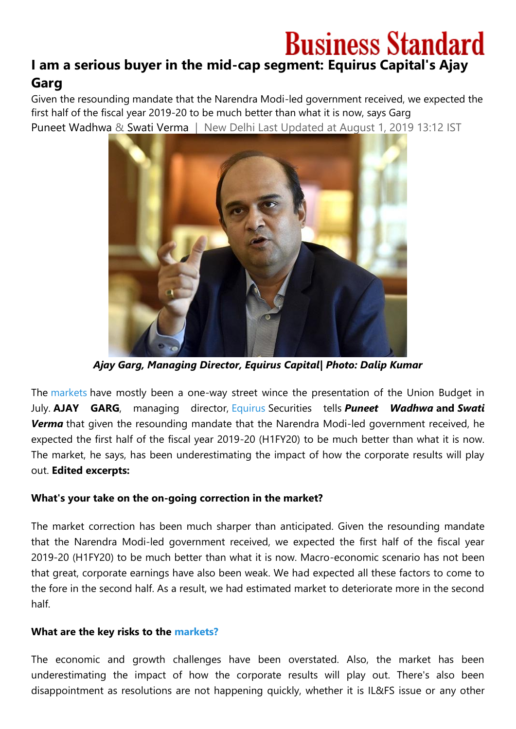# I am a serious buyer in the mid-cap segment: Equirus Capital's Ajay Garg

Given the resounding mandate that the Narendra Modi-led government received, we expected the first half of the fiscal year 2019-20 to be much better than what it is now, says Garg

Puneet Wadhwa & Swati Verma | New Delhi Last Updated at August 1, 2019 13:12 IST

*Ajay Garg, Managing Director, Equirus Capital| Photo: Dalip Kumar*

The markets have mostly been a one-way street wince the presentation of the Union Budget in July. **AJAY GARG**, managing director, Equirus Securities tells ***Puneet Wadhwa*** **and** ***Swati Verma*** that given the resounding mandate that the Narendra Modi-led government received, he expected the first half of the fiscal year 2019-20 (H1FY20) to be much better than what it is now. The market, he says, has been underestimating the impact of how the corporate results will play out. **Edited excerpts:**

**What's your take on the on-going correction in the market?**

The market correction has been much sharper than anticipated. Given the resounding mandate that the Narendra Modi-led government received, we expected the first half of the fiscal year 2019-20 (H1FY20) to be much better than what it is now. Macro-economic scenario has not been that great, corporate earnings have also been weak. We had expected all these factors to come to the fore in the second half. As a result, we had estimated market to deteriorate more in the second half.

**What are the key risks to the markets?**

The economic and growth challenges have been overstated. Also, the market has been underestimating the impact of how the corporate results will play out. There's also been disappointment as resolutions are not happening quickly, whether it is IL&FS issue or any other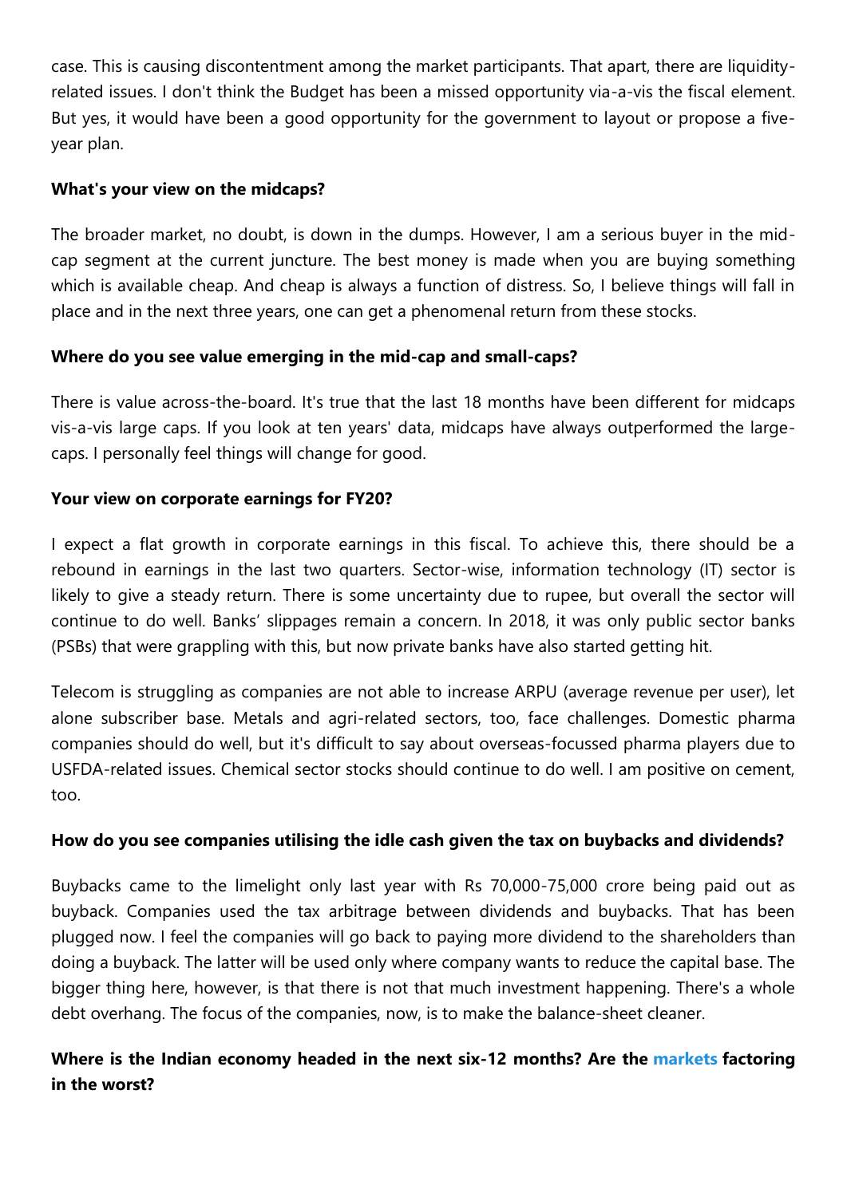case. This is causing discontentment among the market participants. That apart, there are liquidity-related issues. I don't think the Budget has been a missed opportunity via-a-vis the fiscal element. But yes, it would have been a good opportunity for the government to layout or propose a five-year plan.

**What's your view on the midcaps?**

The broader market, no doubt, is down in the dumps. However, I am a serious buyer in the mid-cap segment at the current juncture. The best money is made when you are buying something which is available cheap. And cheap is always a function of distress. So, I believe things will fall in place and in the next three years, one can get a phenomenal return from these stocks.

**Where do you see value emerging in the mid-cap and small-caps?**

There is value across-the-board. It's true that the last 18 months have been different for midcaps vis-a-vis large caps. If you look at ten years' data, midcaps have always outperformed the large-caps. I personally feel things will change for good.

**Your view on corporate earnings for FY20?**

I expect a flat growth in corporate earnings in this fiscal. To achieve this, there should be a rebound in earnings in the last two quarters. Sector-wise, information technology (IT) sector is likely to give a steady return. There is some uncertainty due to rupee, but overall the sector will continue to do well. Banks' slippages remain a concern. In 2018, it was only public sector banks (PSBs) that were grappling with this, but now private banks have also started getting hit.

Telecom is struggling as companies are not able to increase ARPU (average revenue per user), let alone subscriber base. Metals and agri-related sectors, too, face challenges. Domestic pharma companies should do well, but it's difficult to say about overseas-focussed pharma players due to USFDA-related issues. Chemical sector stocks should continue to do well. I am positive on cement, too.

**How do you see companies utilising the idle cash given the tax on buybacks and dividends?**

Buybacks came to the limelight only last year with Rs 70,000-75,000 crore being paid out as buyback. Companies used the tax arbitrage between dividends and buybacks. That has been plugged now. I feel the companies will go back to paying more dividend to the shareholders than doing a buyback. The latter will be used only where company wants to reduce the capital base. The bigger thing here, however, is that there is not that much investment happening. There's a whole debt overhang. The focus of the companies, now, is to make the balance-sheet cleaner.

**Where is the Indian economy headed in the next six-12 months? Are the markets factoring in the worst?**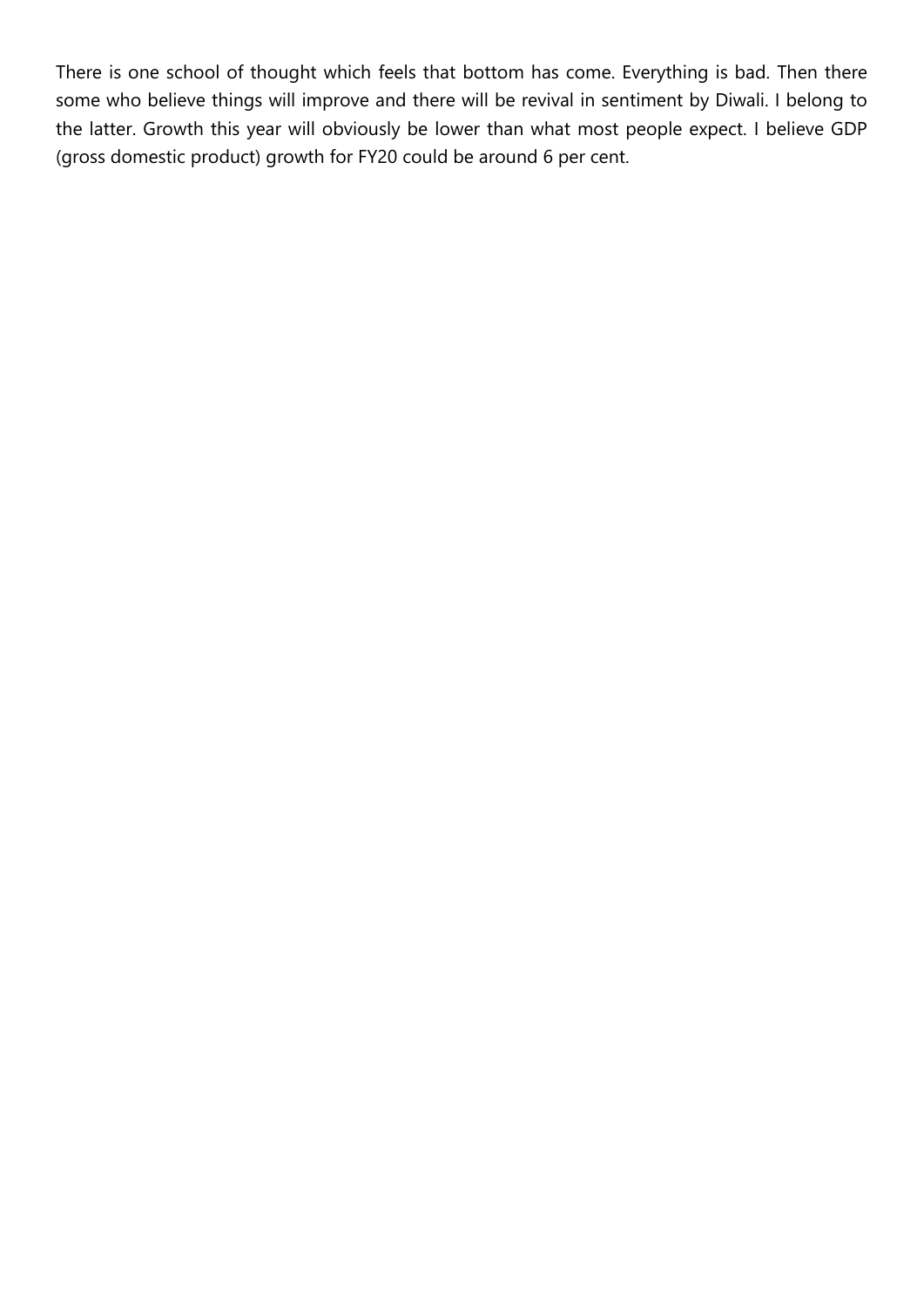There is one school of thought which feels that bottom has come. Everything is bad. Then there some who believe things will improve and there will be revival in sentiment by Diwali. I belong to the latter. Growth this year will obviously be lower than what most people expect. I believe GDP (gross domestic product) growth for FY20 could be around 6 per cent.